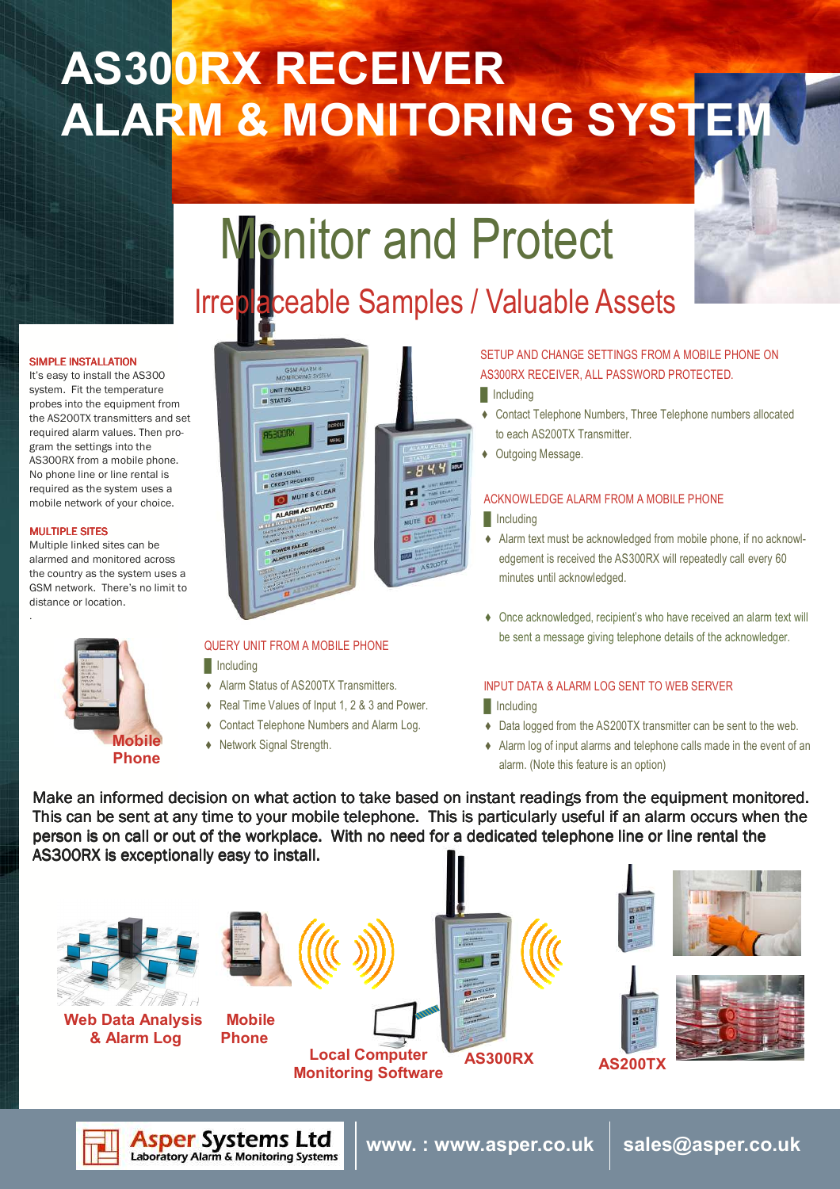# AS300RX RECEIVER ALARM & MONITORING SYSTEM

## Monitor and Protect

### Irreplaceable Samples / Valuable Assets

**SIMPLE INSTALLATION**

It's easy to install the AS300 system. Fit the temperature probes into the equipment from the AS200TX transmitters and set required alarm values. Then program the settings into the AS300RX from a mobile phone. No phone line or line rental is required as the system uses a mobile network of your choice.

**MULTIPLE SITES**

Multiple linked sites can be alarmed and monitored across the country as the system uses a GSM network. There's no limit to distance or location.

Mobile Phone

**QUERY UNIT FROM A MOBILE PHONE**

Including

- Alarm Status of AS200TX Transmitters.
- Real Time Values of Input 1, 2 & 3 and Power.
- Contact Telephone Numbers and Alarm Log.
- Network Signal Strength.

**SETUP AND CHANGE SETTINGS FROM A MOBILE PHONE ON AS300RX RECEIVER, ALL PASSWORD PROTECTED.**

Including

- Contact Telephone Numbers, Three Telephone numbers allocated to each AS200TX Transmitter.
- Outgoing Message.

**ACKNOWLEDGE ALARM FROM A MOBILE PHONE**

Including

- Alarm text must be acknowledged from mobile phone, if no acknowledgement is received the AS300RX will repeatedly call every 60 minutes until acknowledged.
- Once acknowledged, recipient's who have received an alarm text will be sent a message giving telephone details of the acknowledger.

**INPUT DATA & ALARM LOG SENT TO WEB SERVER**

Including

- Data logged from the AS200TX transmitter can be sent to the web.
- Alarm log of input alarms and telephone calls made in the event of an alarm. (Note this feature is an option)

Make an informed decision on what action to take based on instant readings from the equipment monitored. This can be sent at any time to your mobile telephone. This is particularly useful if an alarm occurs when the person is on call or out of the workplace. With no need for a dedicated telephone line or line rental the AS300RX is exceptionally easy to install.

Web Data Analysis & Alarm Log

Mobile Phone

Local Computer Monitoring Software

AS300RX

AS200TX

Asper Systems Ltd — Laboratory Alarm & Monitoring Systems

www. : www.asper.co.uk | sales@asper.co.uk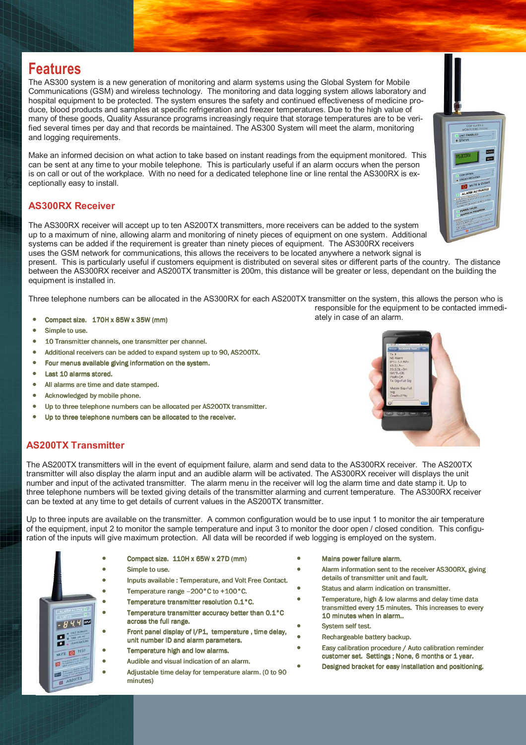# Features

The AS300 system is a new generation of monitoring and alarm systems using the Global System for Mobile Communications (GSM) and wireless technology. The monitoring and data logging system allows laboratory and hospital equipment to be protected. The system ensures the safety and continued effectiveness of medicine produce, blood products and samples at specific refrigeration and freezer temperatures. Due to the high value of many of these goods, Quality Assurance programs increasingly require that storage temperatures are to be verified several times per day and that records be maintained. The AS300 System will meet the alarm, monitoring and logging requirements.

Make an informed decision on what action to take based on instant readings from the equipment monitored. This can be sent at any time to your mobile telephone. This is particularly useful if an alarm occurs when the person is on call or out of the workplace. With no need for a dedicated telephone line or line rental the AS300RX is exceptionally easy to install.

## AS300RX Receiver

The AS300RX receiver will accept up to ten AS200TX transmitters, more receivers can be added to the system up to a maximum of nine, allowing alarm and monitoring of ninety pieces of equipment on one system. Additional systems can be added if the requirement is greater than ninety pieces of equipment. The AS300RX receivers uses the GSM network for communications, this allows the receivers to be located anywhere a network signal is present. This is particularly useful if customers equipment is distributed on several sites or different parts of the country. The distance between the AS300RX receiver and AS200TX transmitter is 200m, this distance will be greater or less, dependant on the building the equipment is installed in.

Three telephone numbers can be allocated in the AS300RX for each AS200TX transmitter on the system, this allows the person who is responsible for the equipment to be contacted immediately in case of an alarm.

- Compact size. 170H x 85W x 35W (mm)
- Simple to use.
- 10 Transmitter channels, one transmitter per channel.
- Additional receivers can be added to expand system up to 90, AS200TX.
- Four menus available giving information on the system.
- Last 10 alarms stored.
- All alarms are time and date stamped.
- Acknowledged by mobile phone.
- Up to three telephone numbers can be allocated per AS200TX transmitter.
- Up to three telephone numbers can be allocated to the receiver.

## AS200TX Transmitter

The AS200TX transmitters will in the event of equipment failure, alarm and send data to the AS300RX receiver. The AS200TX transmitter will also display the alarm input and an audible alarm will be activated. The AS300RX receiver will displays the unit number and input of the activated transmitter. The alarm menu in the receiver will log the alarm time and date stamp it. Up to three telephone numbers will be texted giving details of the transmitter alarming and current temperature. The AS300RX receiver can be texted at any time to get details of current values in the AS200TX transmitter.

Up to three inputs are available on the transmitter. A common configuration would be to use input 1 to monitor the air temperature of the equipment, input 2 to monitor the sample temperature and input 3 to monitor the door open / closed condition. This configuration of the inputs will give maximum protection. All data will be recorded if web logging is employed on the system.

- Compact size. 110H x 65W x 27D (mm)
- Simple to use.
- Inputs available : Temperature, and Volt Free Contact.
- Temperature range −200°C to +100°C.
- Temperature transmitter resolution 0.1°C.
- Temperature transmitter accuracy better than 0.1°C across the full range.
- Front panel display of I/P1, temperature , time delay, unit number ID and alarm parameters.
- Temperature high and low alarms.
- Audible and visual indication of an alarm.
- Adjustable time delay for temperature alarm. (0 to 90 minutes)
- Mains power failure alarm.
- Alarm information sent to the receiver AS300RX, giving details of transmitter unit and fault.
- Status and alarm indication on transmitter.
- Temperature, high & low alarms and delay time data transmitted every 15 minutes. This increases to every 10 minutes when in alarm..
- System self test.
- Rechargeable battery backup.
- Easy calibration procedure / Auto calibration reminder customer set. Settings ; None, 6 months or 1 year.
- Designed bracket for easy installation and positioning.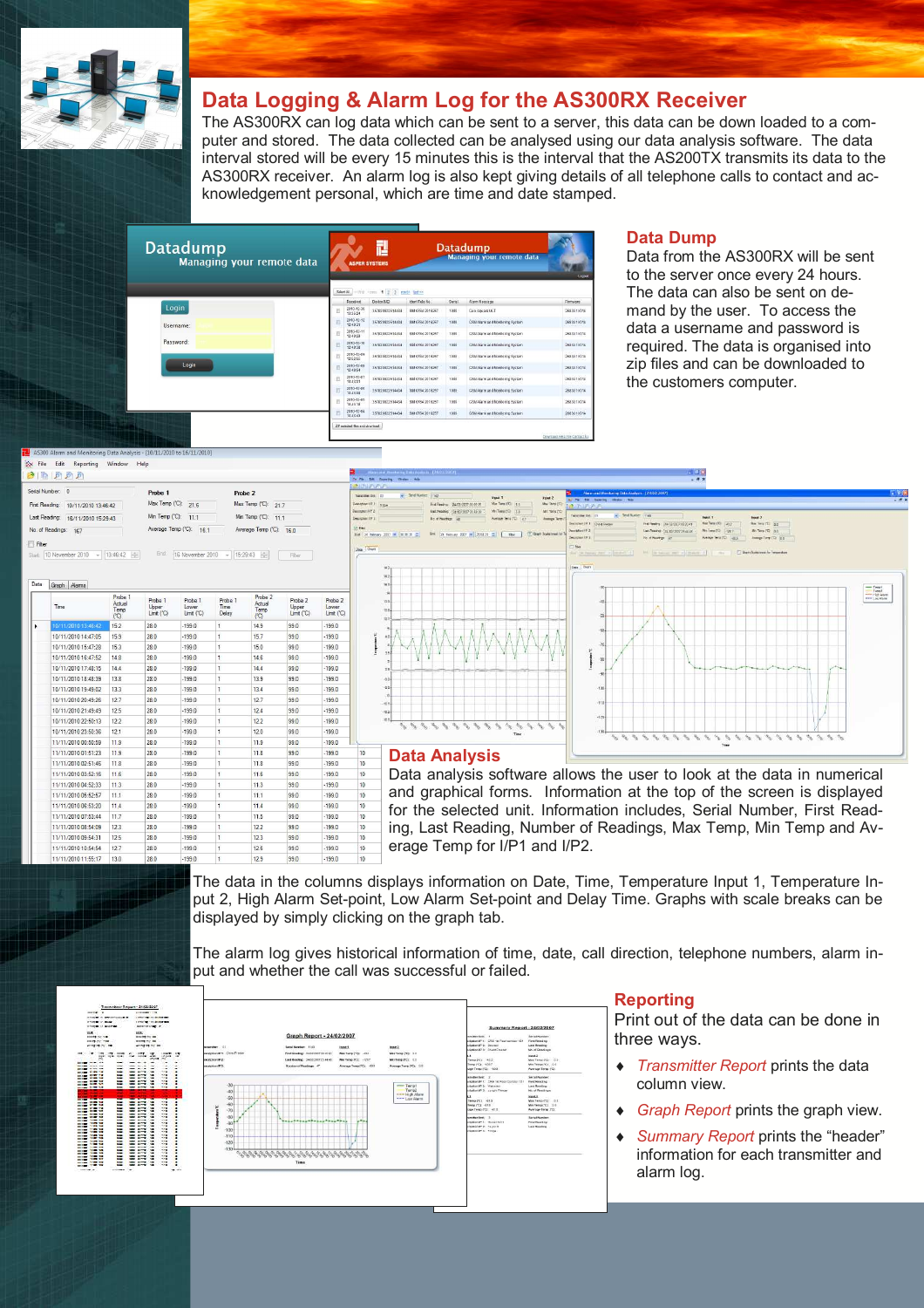# Data Logging & Alarm Log for the AS300RX Receiver

The AS300RX can log data which can be sent to a server, this data can be down loaded to a computer and stored. The data collected can be analysed using our data analysis software. The data interval stored will be every 15 minutes this is the interval that the AS200TX transmits its data to the AS300RX receiver. An alarm log is also kept giving details of all telephone calls to contact and acknowledgement personal, which are time and date stamped.

## Data Dump

Data from the AS300RX will be sent to the server once every 24 hours. The data can also be sent on demand by the user. To access the data a username and password is required. The data is organised into zip files and can be downloaded to the customers computer.

## Data Analysis

Data analysis software allows the user to look at the data in numerical and graphical forms. Information at the top of the screen is displayed for the selected unit. Information includes, Serial Number, First Reading, Last Reading, Number of Readings, Max Temp, Min Temp and Average Temp for I/P1 and I/P2.

The data in the columns displays information on Date, Time, Temperature Input 1, Temperature Input 2, High Alarm Set-point, Low Alarm Set-point and Delay Time. Graphs with scale breaks can be displayed by simply clicking on the graph tab.

The alarm log gives historical information of time, date, call direction, telephone numbers, alarm input and whether the call was successful or failed.

## Reporting

Print out of the data can be done in three ways.

- *Transmitter Report* prints the data column view.
- *Graph Report* prints the graph view.
- *Summary Report* prints the "header" information for each transmitter and alarm log.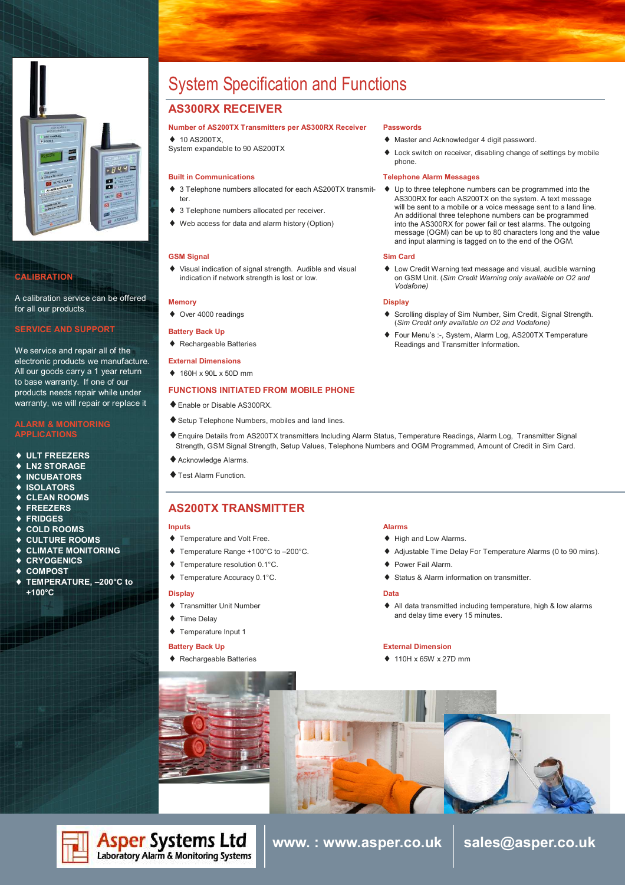## CALIBRATION

A calibration service can be offered for all our products.

## SERVICE AND SUPPORT

We service and repair all of the electronic products we manufacture. All our goods carry a 1 year return to base warranty. If one of our products needs repair while under warranty, we will repair or replace it

## ALARM & MONITORING APPLICATIONS

- ULT FREEZERS
- LN2 STORAGE
- INCUBATORS
- ISOLATORS
- CLEAN ROOMS
- FREEZERS
- FRIDGES
- COLD ROOMS
- CULTURE ROOMS
- CLIMATE MONITORING
- CRYOGENICS
- COMPOST
- TEMPERATURE, –200°C to +100°C

# System Specification and Functions

## AS300RX RECEIVER

### Number of AS200TX Transmitters per AS300RX Receiver

- 10 AS200TX,

System expandable to 90 AS200TX

### Built in Communications

- 3 Telephone numbers allocated for each AS200TX transmitter.
- 3 Telephone numbers allocated per receiver.
- Web access for data and alarm history (Option)

### GSM Signal

- Visual indication of signal strength. Audible and visual indication if network strength is lost or low.

### Memory

- Over 4000 readings

### Battery Back Up

- Rechargeable Batteries

### External Dimensions

- 160H x 90L x 50D mm

### Passwords

- Master and Acknowledger 4 digit password.
- Lock switch on receiver, disabling change of settings by mobile phone.

### Telephone Alarm Messages

- Up to three telephone numbers can be programmed into the AS300RX for each AS200TX on the system. A text message will be sent to a mobile or a voice message sent to a land line. An additional three telephone numbers can be programmed into the AS300RX for power fail or test alarms. The outgoing message (OGM) can be up to 80 characters long and the value and input alarming is tagged on to the end of the OGM.

### Sim Card

- Low Credit Warning text message and visual, audible warning on GSM Unit. (*Sim Credit Warning only available on O2 and Vodafone)*

### Display

- Scrolling display of Sim Number, Sim Credit, Signal Strength. (*Sim Credit only available on O2 and Vodafone)*
- Four Menu's :-, System, Alarm Log, AS200TX Temperature Readings and Transmitter Information.

## FUNCTIONS INITIATED FROM MOBILE PHONE

- Enable or Disable AS300RX.
- Setup Telephone Numbers, mobiles and land lines.
- Enquire Details from AS200TX transmitters Including Alarm Status, Temperature Readings, Alarm Log, Transmitter Signal Strength, GSM Signal Strength, Setup Values, Telephone Numbers and OGM Programmed, Amount of Credit in Sim Card.
- Acknowledge Alarms.
- Test Alarm Function.

## AS200TX TRANSMITTER

### Inputs

- Temperature and Volt Free.
- Temperature Range +100°C to –200°C.
- Temperature resolution 0.1°C.
- Temperature Accuracy 0.1°C.

### Display

- Transmitter Unit Number
- Time Delay
- Temperature Input 1

### Battery Back Up

- Rechargeable Batteries

### Alarms

- High and Low Alarms.
- Adjustable Time Delay For Temperature Alarms (0 to 90 mins).
- Power Fail Alarm.
- Status & Alarm information on transmitter.

### Data

- All data transmitted including temperature, high & low alarms and delay time every 15 minutes.

### External Dimension

- 110H x 65W x 27D mm

**Asper Systems Ltd**
Laboratory Alarm & Monitoring Systems

www. : www.asper.co.uk

sales@asper.co.uk